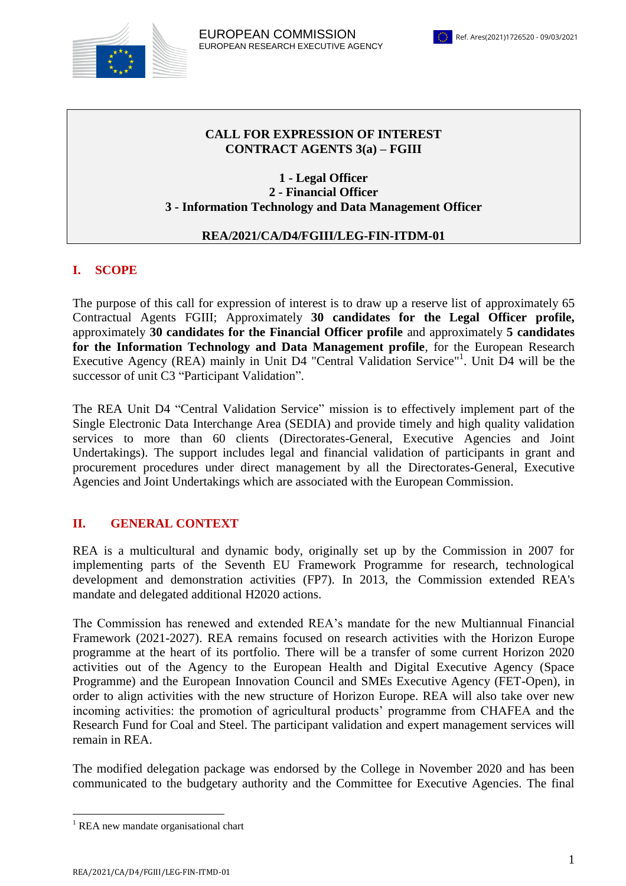EUROPEAN COMMISSION
EUROPEAN RESEARCH EXECUTIVE AGENCY

Ref. Ares(2021)1726520 - 09/03/2021

**CALL FOR EXPRESSION OF INTEREST**
**CONTRACT AGENTS 3(a) – FGIII**

**1 - Legal Officer**
**2 - Financial Officer**
**3 - Information Technology and Data Management Officer**

**REA/2021/CA/D4/FGIII/LEG-FIN-ITDM-01**

## I. SCOPE

The purpose of this call for expression of interest is to draw up a reserve list of approximately 65 Contractual Agents FGIII; Approximately **30 candidates for the Legal Officer profile,** approximately **30 candidates for the Financial Officer profile** and approximately **5 candidates for the Information Technology and Data Management profile**, for the European Research Executive Agency (REA) mainly in Unit D4 "Central Validation Service"[1]. Unit D4 will be the successor of unit C3 "Participant Validation".

The REA Unit D4 "Central Validation Service" mission is to effectively implement part of the Single Electronic Data Interchange Area (SEDIA) and provide timely and high quality validation services to more than 60 clients (Directorates-General, Executive Agencies and Joint Undertakings). The support includes legal and financial validation of participants in grant and procurement procedures under direct management by all the Directorates-General, Executive Agencies and Joint Undertakings which are associated with the European Commission.

## II. GENERAL CONTEXT

REA is a multicultural and dynamic body, originally set up by the Commission in 2007 for implementing parts of the Seventh EU Framework Programme for research, technological development and demonstration activities (FP7). In 2013, the Commission extended REA's mandate and delegated additional H2020 actions.

The Commission has renewed and extended REA's mandate for the new Multiannual Financial Framework (2021-2027). REA remains focused on research activities with the Horizon Europe programme at the heart of its portfolio. There will be a transfer of some current Horizon 2020 activities out of the Agency to the European Health and Digital Executive Agency (Space Programme) and the European Innovation Council and SMEs Executive Agency (FET-Open), in order to align activities with the new structure of Horizon Europe. REA will also take over new incoming activities: the promotion of agricultural products' programme from CHAFEA and the Research Fund for Coal and Steel. The participant validation and expert management services will remain in REA.

The modified delegation package was endorsed by the College in November 2020 and has been communicated to the budgetary authority and the Committee for Executive Agencies. The final

[1] REA new mandate organisational chart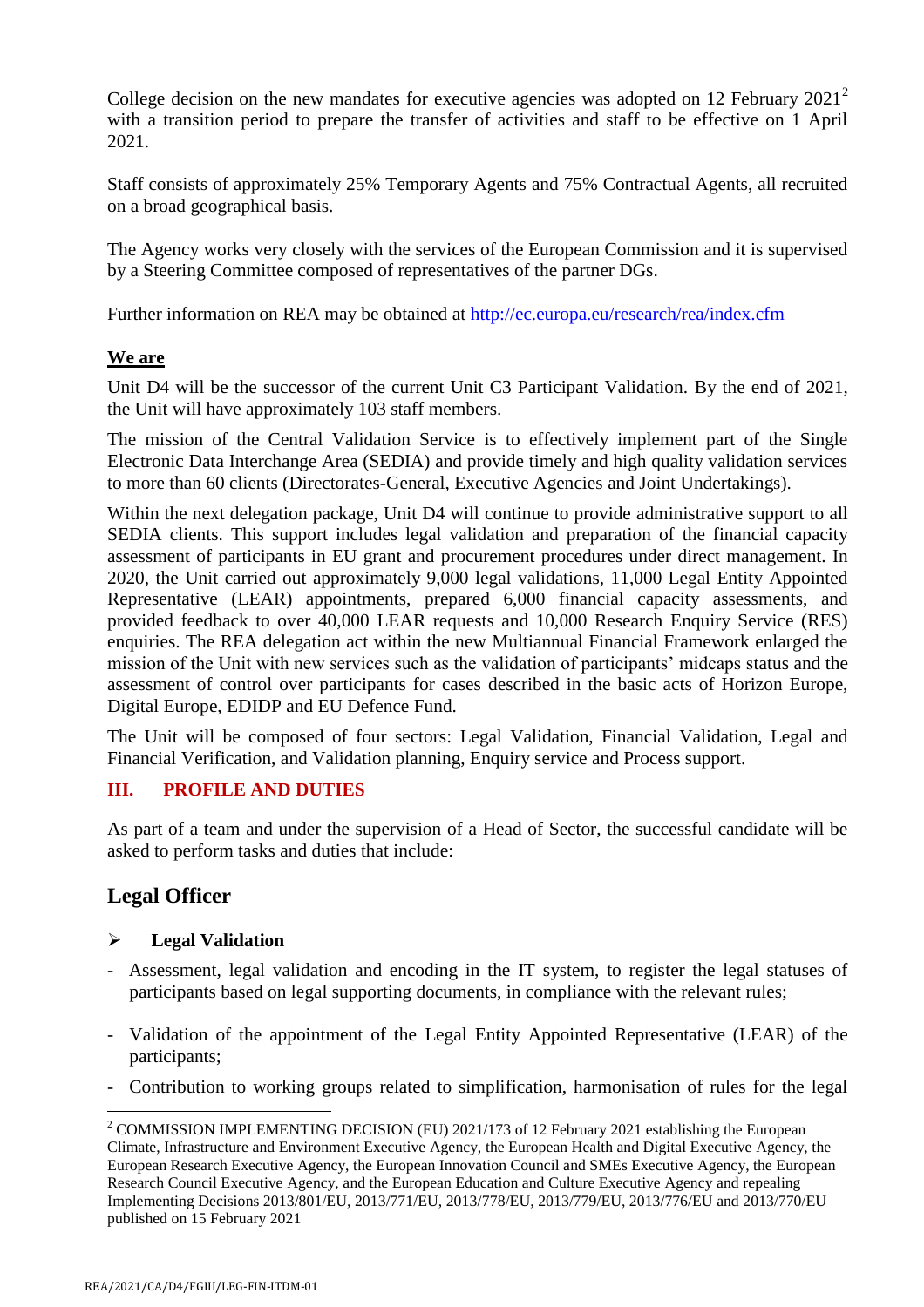College decision on the new mandates for executive agencies was adopted on 12 February 2021[2] with a transition period to prepare the transfer of activities and staff to be effective on 1 April 2021.

Staff consists of approximately 25% Temporary Agents and 75% Contractual Agents, all recruited on a broad geographical basis.

The Agency works very closely with the services of the European Commission and it is supervised by a Steering Committee composed of representatives of the partner DGs.

Further information on REA may be obtained at http://ec.europa.eu/research/rea/index.cfm

**We are**

Unit D4 will be the successor of the current Unit C3 Participant Validation. By the end of 2021, the Unit will have approximately 103 staff members.

The mission of the Central Validation Service is to effectively implement part of the Single Electronic Data Interchange Area (SEDIA) and provide timely and high quality validation services to more than 60 clients (Directorates-General, Executive Agencies and Joint Undertakings).

Within the next delegation package, Unit D4 will continue to provide administrative support to all SEDIA clients. This support includes legal validation and preparation of the financial capacity assessment of participants in EU grant and procurement procedures under direct management. In 2020, the Unit carried out approximately 9,000 legal validations, 11,000 Legal Entity Appointed Representative (LEAR) appointments, prepared 6,000 financial capacity assessments, and provided feedback to over 40,000 LEAR requests and 10,000 Research Enquiry Service (RES) enquiries. The REA delegation act within the new Multiannual Financial Framework enlarged the mission of the Unit with new services such as the validation of participants' midcaps status and the assessment of control over participants for cases described in the basic acts of Horizon Europe, Digital Europe, EDIDP and EU Defence Fund.

The Unit will be composed of four sectors: Legal Validation, Financial Validation, Legal and Financial Verification, and Validation planning, Enquiry service and Process support.

## III. PROFILE AND DUTIES

As part of a team and under the supervision of a Head of Sector, the successful candidate will be asked to perform tasks and duties that include:

## Legal Officer

- **Legal Validation**

- Assessment, legal validation and encoding in the IT system, to register the legal statuses of participants based on legal supporting documents, in compliance with the relevant rules;
- Validation of the appointment of the Legal Entity Appointed Representative (LEAR) of the participants;
- Contribution to working groups related to simplification, harmonisation of rules for the legal

[2] COMMISSION IMPLEMENTING DECISION (EU) 2021/173 of 12 February 2021 establishing the European Climate, Infrastructure and Environment Executive Agency, the European Health and Digital Executive Agency, the European Research Executive Agency, the European Innovation Council and SMEs Executive Agency, the European Research Council Executive Agency, and the European Education and Culture Executive Agency and repealing Implementing Decisions 2013/801/EU, 2013/771/EU, 2013/778/EU, 2013/779/EU, 2013/776/EU and 2013/770/EU published on 15 February 2021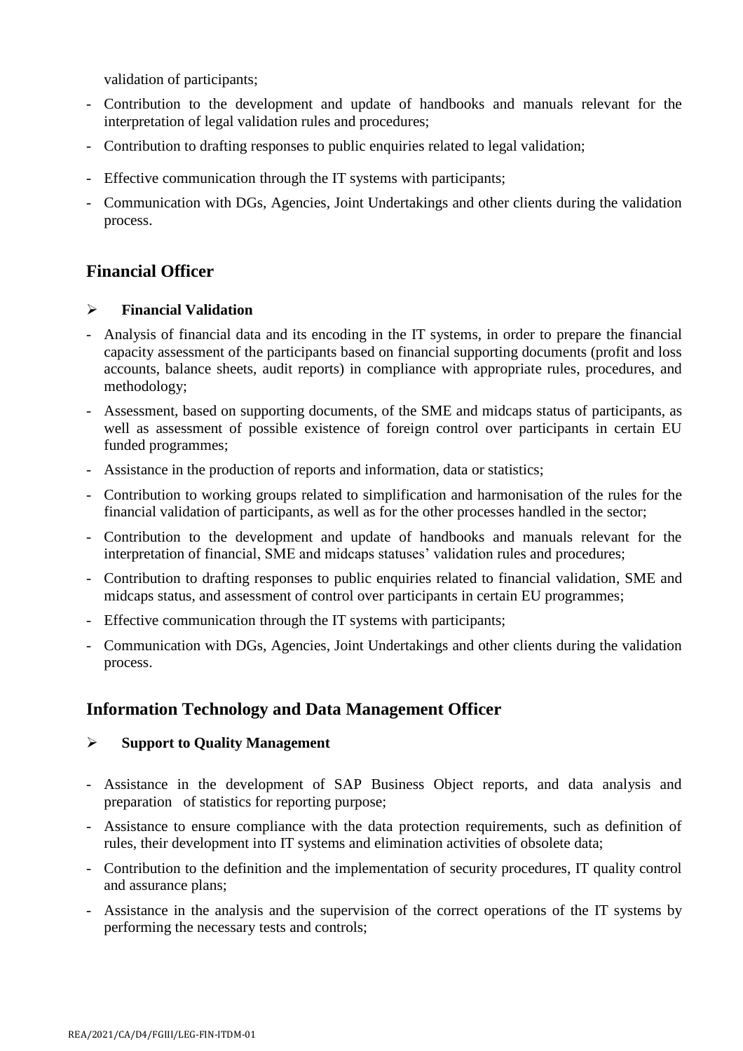validation of participants;

- Contribution to the development and update of handbooks and manuals relevant for the interpretation of legal validation rules and procedures;
- Contribution to drafting responses to public enquiries related to legal validation;
- Effective communication through the IT systems with participants;
- Communication with DGs, Agencies, Joint Undertakings and other clients during the validation process.

## Financial Officer

➢ **Financial Validation**

- Analysis of financial data and its encoding in the IT systems, in order to prepare the financial capacity assessment of the participants based on financial supporting documents (profit and loss accounts, balance sheets, audit reports) in compliance with appropriate rules, procedures, and methodology;
- Assessment, based on supporting documents, of the SME and midcaps status of participants, as well as assessment of possible existence of foreign control over participants in certain EU funded programmes;
- Assistance in the production of reports and information, data or statistics;
- Contribution to working groups related to simplification and harmonisation of the rules for the financial validation of participants, as well as for the other processes handled in the sector;
- Contribution to the development and update of handbooks and manuals relevant for the interpretation of financial, SME and midcaps statuses' validation rules and procedures;
- Contribution to drafting responses to public enquiries related to financial validation, SME and midcaps status, and assessment of control over participants in certain EU programmes;
- Effective communication through the IT systems with participants;
- Communication with DGs, Agencies, Joint Undertakings and other clients during the validation process.

## Information Technology and Data Management Officer

➢ **Support to Quality Management**

- Assistance in the development of SAP Business Object reports, and data analysis and preparation of statistics for reporting purpose;
- Assistance to ensure compliance with the data protection requirements, such as definition of rules, their development into IT systems and elimination activities of obsolete data;
- Contribution to the definition and the implementation of security procedures, IT quality control and assurance plans;
- Assistance in the analysis and the supervision of the correct operations of the IT systems by performing the necessary tests and controls;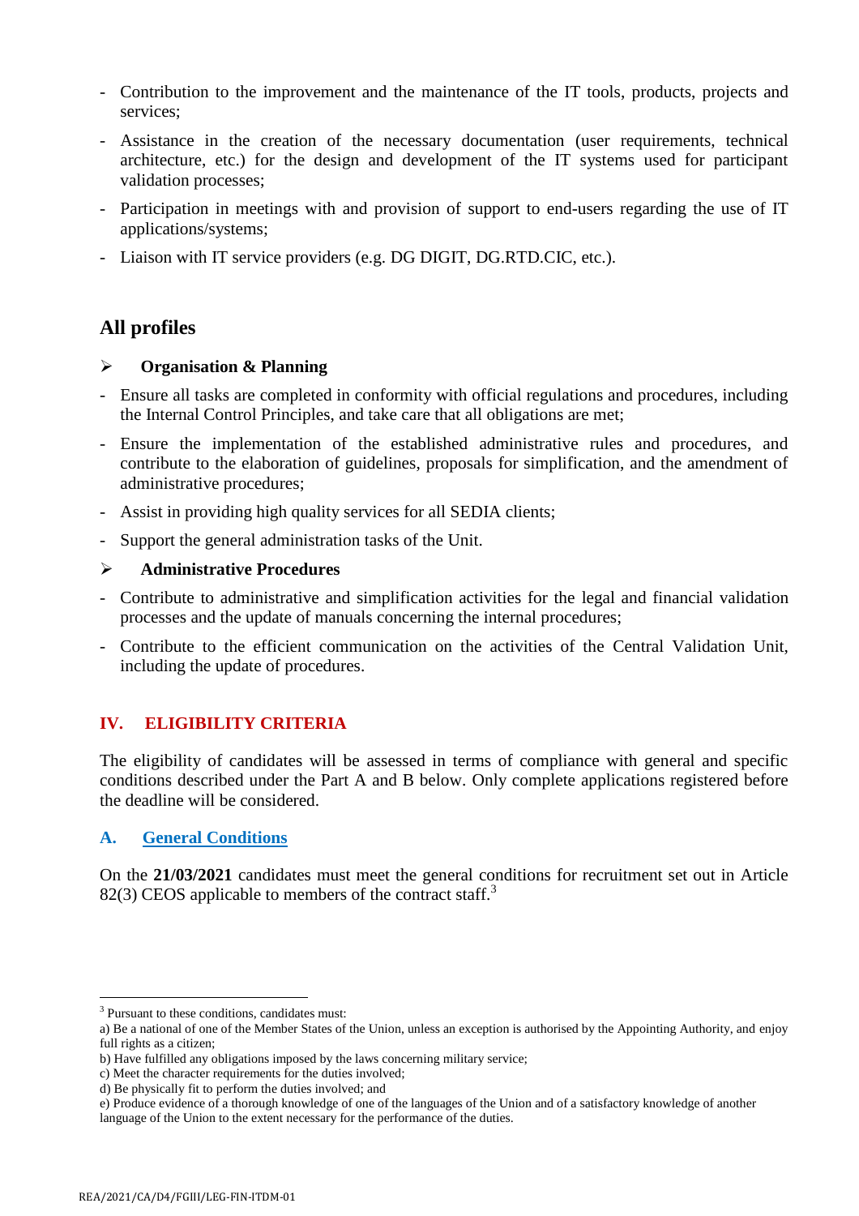- Contribution to the improvement and the maintenance of the IT tools, products, projects and services;
- Assistance in the creation of the necessary documentation (user requirements, technical architecture, etc.) for the design and development of the IT systems used for participant validation processes;
- Participation in meetings with and provision of support to end-users regarding the use of IT applications/systems;
- Liaison with IT service providers (e.g. DG DIGIT, DG.RTD.CIC, etc.).

## All profiles

➢ **Organisation & Planning**

- Ensure all tasks are completed in conformity with official regulations and procedures, including the Internal Control Principles, and take care that all obligations are met;
- Ensure the implementation of the established administrative rules and procedures, and contribute to the elaboration of guidelines, proposals for simplification, and the amendment of administrative procedures;
- Assist in providing high quality services for all SEDIA clients;
- Support the general administration tasks of the Unit.

➢ **Administrative Procedures**

- Contribute to administrative and simplification activities for the legal and financial validation processes and the update of manuals concerning the internal procedures;
- Contribute to the efficient communication on the activities of the Central Validation Unit, including the update of procedures.

## IV. ELIGIBILITY CRITERIA

The eligibility of candidates will be assessed in terms of compliance with general and specific conditions described under the Part A and B below. Only complete applications registered before the deadline will be considered.

### A. General Conditions

On the **21/03/2021** candidates must meet the general conditions for recruitment set out in Article 82(3) CEOS applicable to members of the contract staff.[3]

---

[3] Pursuant to these conditions, candidates must:
a) Be a national of one of the Member States of the Union, unless an exception is authorised by the Appointing Authority, and enjoy full rights as a citizen;
b) Have fulfilled any obligations imposed by the laws concerning military service;
c) Meet the character requirements for the duties involved;
d) Be physically fit to perform the duties involved; and
e) Produce evidence of a thorough knowledge of one of the languages of the Union and of a satisfactory knowledge of another language of the Union to the extent necessary for the performance of the duties.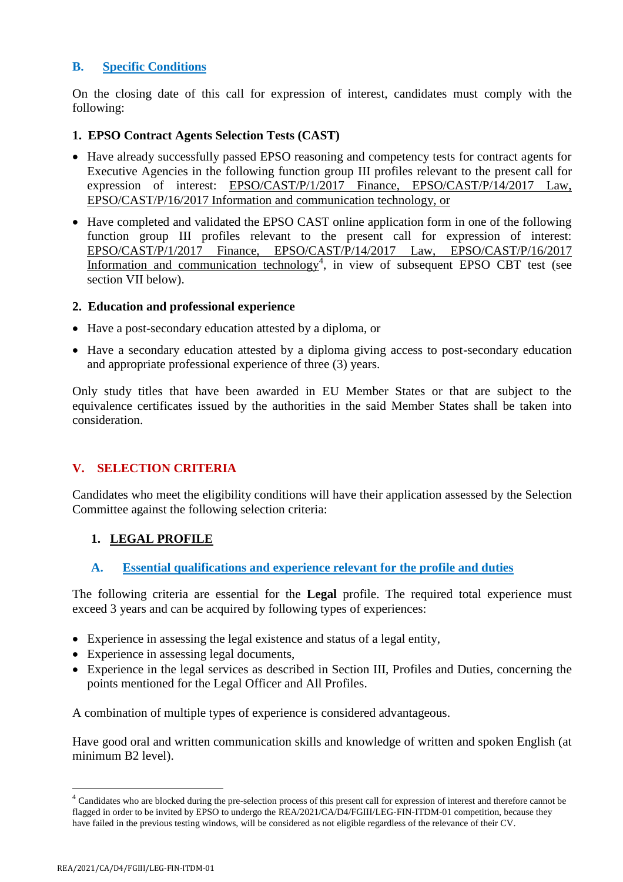### B. Specific Conditions

On the closing date of this call for expression of interest, candidates must comply with the following:

#### 1. EPSO Contract Agents Selection Tests (CAST)

- Have already successfully passed EPSO reasoning and competency tests for contract agents for Executive Agencies in the following function group III profiles relevant to the present call for expression of interest: EPSO/CAST/P/1/2017 Finance, EPSO/CAST/P/14/2017 Law, EPSO/CAST/P/16/2017 Information and communication technology, or
- Have completed and validated the EPSO CAST online application form in one of the following function group III profiles relevant to the present call for expression of interest: EPSO/CAST/P/1/2017 Finance, EPSO/CAST/P/14/2017 Law, EPSO/CAST/P/16/2017 Information and communication technology[4], in view of subsequent EPSO CBT test (see section VII below).

#### 2. Education and professional experience

- Have a post-secondary education attested by a diploma, or
- Have a secondary education attested by a diploma giving access to post-secondary education and appropriate professional experience of three (3) years.

Only study titles that have been awarded in EU Member States or that are subject to the equivalence certificates issued by the authorities in the said Member States shall be taken into consideration.

## V. SELECTION CRITERIA

Candidates who meet the eligibility conditions will have their application assessed by the Selection Committee against the following selection criteria:

### 1. LEGAL PROFILE

#### A. Essential qualifications and experience relevant for the profile and duties

The following criteria are essential for the **Legal** profile. The required total experience must exceed 3 years and can be acquired by following types of experiences:

- Experience in assessing the legal existence and status of a legal entity,
- Experience in assessing legal documents,
- Experience in the legal services as described in Section III, Profiles and Duties, concerning the points mentioned for the Legal Officer and All Profiles.

A combination of multiple types of experience is considered advantageous.

Have good oral and written communication skills and knowledge of written and spoken English (at minimum B2 level).

---

[4] Candidates who are blocked during the pre-selection process of this present call for expression of interest and therefore cannot be flagged in order to be invited by EPSO to undergo the REA/2021/CA/D4/FGIII/LEG-FIN-ITDM-01 competition, because they have failed in the previous testing windows, will be considered as not eligible regardless of the relevance of their CV.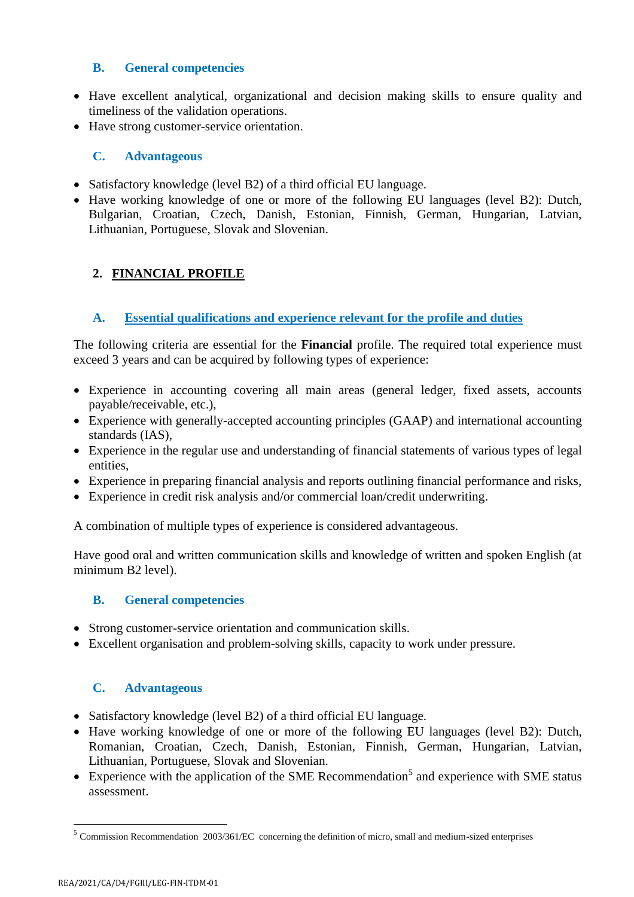### B. General competencies

- Have excellent analytical, organizational and decision making skills to ensure quality and timeliness of the validation operations.
- Have strong customer-service orientation.

### C. Advantageous

- Satisfactory knowledge (level B2) of a third official EU language.
- Have working knowledge of one or more of the following EU languages (level B2): Dutch, Bulgarian, Croatian, Czech, Danish, Estonian, Finnish, German, Hungarian, Latvian, Lithuanian, Portuguese, Slovak and Slovenian.

## 2. FINANCIAL PROFILE

### A. Essential qualifications and experience relevant for the profile and duties

The following criteria are essential for the **Financial** profile. The required total experience must exceed 3 years and can be acquired by following types of experience:

- Experience in accounting covering all main areas (general ledger, fixed assets, accounts payable/receivable, etc.),
- Experience with generally-accepted accounting principles (GAAP) and international accounting standards (IAS),
- Experience in the regular use and understanding of financial statements of various types of legal entities,
- Experience in preparing financial analysis and reports outlining financial performance and risks,
- Experience in credit risk analysis and/or commercial loan/credit underwriting.

A combination of multiple types of experience is considered advantageous.

Have good oral and written communication skills and knowledge of written and spoken English (at minimum B2 level).

### B. General competencies

- Strong customer-service orientation and communication skills.
- Excellent organisation and problem-solving skills, capacity to work under pressure.

### C. Advantageous

- Satisfactory knowledge (level B2) of a third official EU language.
- Have working knowledge of one or more of the following EU languages (level B2): Dutch, Romanian, Croatian, Czech, Danish, Estonian, Finnish, German, Hungarian, Latvian, Lithuanian, Portuguese, Slovak and Slovenian.
- Experience with the application of the SME Recommendation[5] and experience with SME status assessment.

[5] Commission Recommendation 2003/361/EC concerning the definition of micro, small and medium-sized enterprises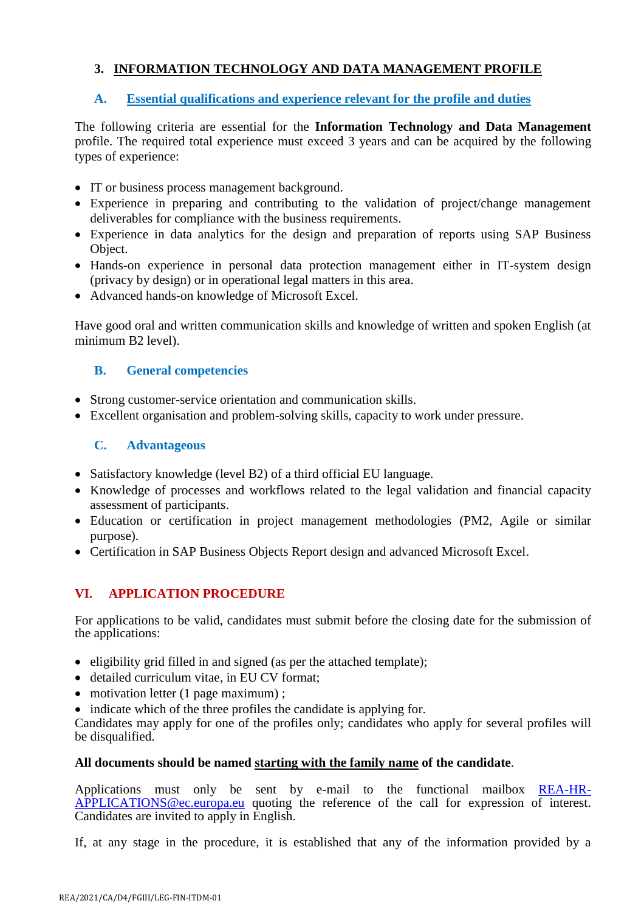## 3. INFORMATION TECHNOLOGY AND DATA MANAGEMENT PROFILE

### A. Essential qualifications and experience relevant for the profile and duties

The following criteria are essential for the **Information Technology and Data Management** profile. The required total experience must exceed 3 years and can be acquired by the following types of experience:

- IT or business process management background.
- Experience in preparing and contributing to the validation of project/change management deliverables for compliance with the business requirements.
- Experience in data analytics for the design and preparation of reports using SAP Business Object.
- Hands-on experience in personal data protection management either in IT-system design (privacy by design) or in operational legal matters in this area.
- Advanced hands-on knowledge of Microsoft Excel.

Have good oral and written communication skills and knowledge of written and spoken English (at minimum B2 level).

### B. General competencies

- Strong customer-service orientation and communication skills.
- Excellent organisation and problem-solving skills, capacity to work under pressure.

### C. Advantageous

- Satisfactory knowledge (level B2) of a third official EU language.
- Knowledge of processes and workflows related to the legal validation and financial capacity assessment of participants.
- Education or certification in project management methodologies (PM2, Agile or similar purpose).
- Certification in SAP Business Objects Report design and advanced Microsoft Excel.

## VI. APPLICATION PROCEDURE

For applications to be valid, candidates must submit before the closing date for the submission of the applications:

- eligibility grid filled in and signed (as per the attached template);
- detailed curriculum vitae, in EU CV format;
- motivation letter (1 page maximum) ;
- indicate which of the three profiles the candidate is applying for.

Candidates may apply for one of the profiles only; candidates who apply for several profiles will be disqualified.

**All documents should be named starting with the family name of the candidate**.

Applications must only be sent by e-mail to the functional mailbox REA-HR-APPLICATIONS@ec.europa.eu quoting the reference of the call for expression of interest. Candidates are invited to apply in English.

If, at any stage in the procedure, it is established that any of the information provided by a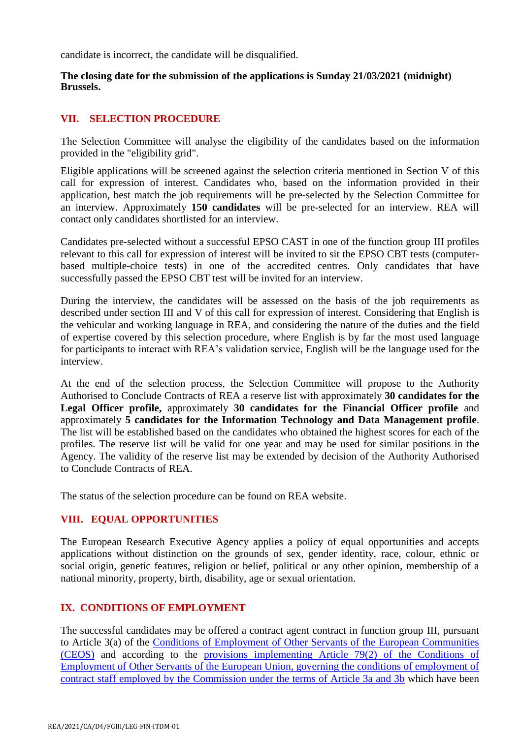candidate is incorrect, the candidate will be disqualified.

**The closing date for the submission of the applications is Sunday 21/03/2021 (midnight) Brussels.**

## VII. SELECTION PROCEDURE

The Selection Committee will analyse the eligibility of the candidates based on the information provided in the "eligibility grid".

Eligible applications will be screened against the selection criteria mentioned in Section V of this call for expression of interest. Candidates who, based on the information provided in their application, best match the job requirements will be pre-selected by the Selection Committee for an interview. Approximately **150 candidates** will be pre-selected for an interview. REA will contact only candidates shortlisted for an interview.

Candidates pre-selected without a successful EPSO CAST in one of the function group III profiles relevant to this call for expression of interest will be invited to sit the EPSO CBT tests (computer-based multiple-choice tests) in one of the accredited centres. Only candidates that have successfully passed the EPSO CBT test will be invited for an interview.

During the interview, the candidates will be assessed on the basis of the job requirements as described under section III and V of this call for expression of interest. Considering that English is the vehicular and working language in REA, and considering the nature of the duties and the field of expertise covered by this selection procedure, where English is by far the most used language for participants to interact with REA's validation service, English will be the language used for the interview.

At the end of the selection process, the Selection Committee will propose to the Authority Authorised to Conclude Contracts of REA a reserve list with approximately **30 candidates for the Legal Officer profile,** approximately **30 candidates for the Financial Officer profile** and approximately **5 candidates for the Information Technology and Data Management profile**. The list will be established based on the candidates who obtained the highest scores for each of the profiles. The reserve list will be valid for one year and may be used for similar positions in the Agency. The validity of the reserve list may be extended by decision of the Authority Authorised to Conclude Contracts of REA.

The status of the selection procedure can be found on REA website.

## VIII. EQUAL OPPORTUNITIES

The European Research Executive Agency applies a policy of equal opportunities and accepts applications without distinction on the grounds of sex, gender identity, race, colour, ethnic or social origin, genetic features, religion or belief, political or any other opinion, membership of a national minority, property, birth, disability, age or sexual orientation.

## IX. CONDITIONS OF EMPLOYMENT

The successful candidates may be offered a contract agent contract in function group III, pursuant to Article 3(a) of the Conditions of Employment of Other Servants of the European Communities (CEOS) and according to the provisions implementing Article 79(2) of the Conditions of Employment of Other Servants of the European Union, governing the conditions of employment of contract staff employed by the Commission under the terms of Article 3a and 3b which have been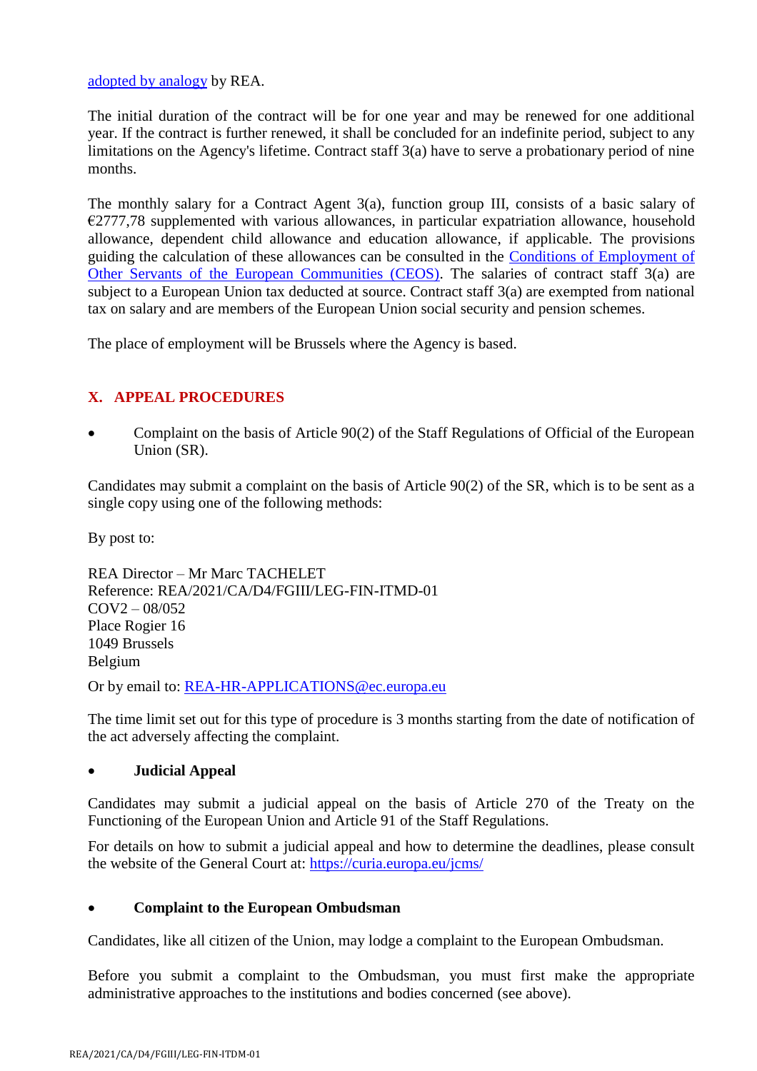adopted by analogy by REA.

The initial duration of the contract will be for one year and may be renewed for one additional year. If the contract is further renewed, it shall be concluded for an indefinite period, subject to any limitations on the Agency's lifetime. Contract staff 3(a) have to serve a probationary period of nine months.

The monthly salary for a Contract Agent 3(a), function group III, consists of a basic salary of €2777,78 supplemented with various allowances, in particular expatriation allowance, household allowance, dependent child allowance and education allowance, if applicable. The provisions guiding the calculation of these allowances can be consulted in the Conditions of Employment of Other Servants of the European Communities (CEOS). The salaries of contract staff 3(a) are subject to a European Union tax deducted at source. Contract staff 3(a) are exempted from national tax on salary and are members of the European Union social security and pension schemes.

The place of employment will be Brussels where the Agency is based.

## X. APPEAL PROCEDURES

- Complaint on the basis of Article 90(2) of the Staff Regulations of Official of the European Union (SR).

Candidates may submit a complaint on the basis of Article 90(2) of the SR, which is to be sent as a single copy using one of the following methods:

By post to:

REA Director – Mr Marc TACHELET
Reference: REA/2021/CA/D4/FGIII/LEG-FIN-ITMD-01
COV2 – 08/052
Place Rogier 16
1049 Brussels
Belgium

Or by email to: REA-HR-APPLICATIONS@ec.europa.eu

The time limit set out for this type of procedure is 3 months starting from the date of notification of the act adversely affecting the complaint.

- **Judicial Appeal**

Candidates may submit a judicial appeal on the basis of Article 270 of the Treaty on the Functioning of the European Union and Article 91 of the Staff Regulations.

For details on how to submit a judicial appeal and how to determine the deadlines, please consult the website of the General Court at: https://curia.europa.eu/jcms/

- **Complaint to the European Ombudsman**

Candidates, like all citizen of the Union, may lodge a complaint to the European Ombudsman.

Before you submit a complaint to the Ombudsman, you must first make the appropriate administrative approaches to the institutions and bodies concerned (see above).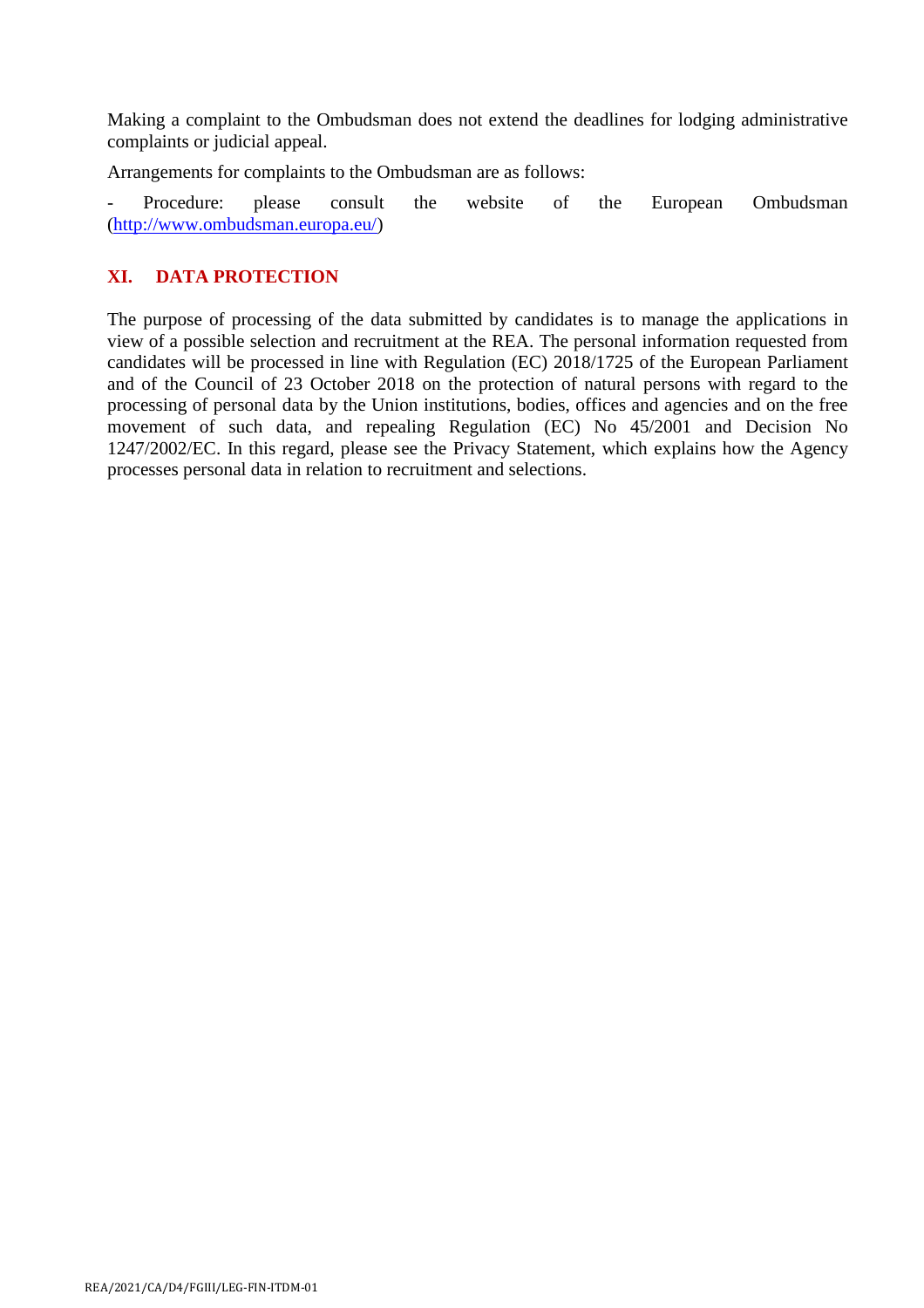Making a complaint to the Ombudsman does not extend the deadlines for lodging administrative complaints or judicial appeal.

Arrangements for complaints to the Ombudsman are as follows:

- Procedure: please consult the website of the European Ombudsman (http://www.ombudsman.europa.eu/)

## XI. DATA PROTECTION

The purpose of processing of the data submitted by candidates is to manage the applications in view of a possible selection and recruitment at the REA. The personal information requested from candidates will be processed in line with Regulation (EC) 2018/1725 of the European Parliament and of the Council of 23 October 2018 on the protection of natural persons with regard to the processing of personal data by the Union institutions, bodies, offices and agencies and on the free movement of such data, and repealing Regulation (EC) No 45/2001 and Decision No 1247/2002/EC. In this regard, please see the Privacy Statement, which explains how the Agency processes personal data in relation to recruitment and selections.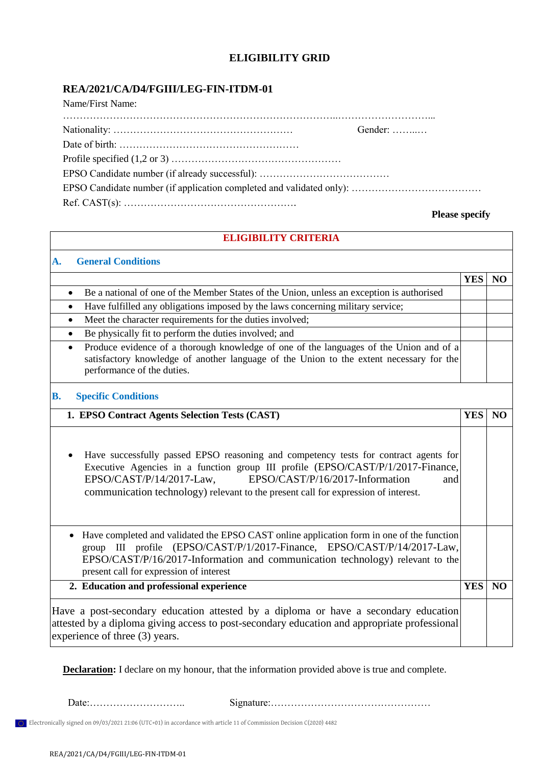# ELIGIBILITY GRID

## REA/2021/CA/D4/FGIII/LEG-FIN-ITDM-01

Name/First Name:

………………………………………………………………………..………………………...

Nationality: ……………………………………………… Gender: ……..…

Date of birth: ………………………………………………

Profile specified (1,2 or 3) ……………………………………………

EPSO Candidate number (if already successful): …………………………………

EPSO Candidate number (if application completed and validated only): …………………………………

Ref. CAST(s): …………………………………………….

**Please specify**

| ELIGIBILITY CRITERIA | | |
|---|---|---|
| **A. General Conditions** | | |
| | **YES** | **NO** |
| • Be a national of one of the Member States of the Union, unless an exception is authorised | | |
| • Have fulfilled any obligations imposed by the laws concerning military service; | | |
| • Meet the character requirements for the duties involved; | | |
| • Be physically fit to perform the duties involved; and | | |
| • Produce evidence of a thorough knowledge of one of the languages of the Union and of a satisfactory knowledge of another language of the Union to the extent necessary for the performance of the duties. | | |
| **B. Specific Conditions** | | |
| **1. EPSO Contract Agents Selection Tests (CAST)** | **YES** | **NO** |
| • Have successfully passed EPSO reasoning and competency tests for contract agents for Executive Agencies in a function group III profile (EPSO/CAST/P/1/2017-Finance, EPSO/CAST/P/14/2017-Law, EPSO/CAST/P/16/2017-Information and communication technology) relevant to the present call for expression of interest. | | |
| • Have completed and validated the EPSO CAST online application form in one of the function group III profile (EPSO/CAST/P/1/2017-Finance, EPSO/CAST/P/14/2017-Law, EPSO/CAST/P/16/2017-Information and communication technology) relevant to the present call for expression of interest | | |
| **2. Education and professional experience** | **YES** | **NO** |
| Have a post-secondary education attested by a diploma or have a secondary education attested by a diploma giving access to post-secondary education and appropriate professional experience of three (3) years. | | |

**Declaration:** I declare on my honour, that the information provided above is true and complete.

Date:……………………….. Signature:…………………………………………

Electronically signed on 09/03/2021 21:06 (UTC+01) in accordance with article 11 of Commission Decision C(2020) 4482